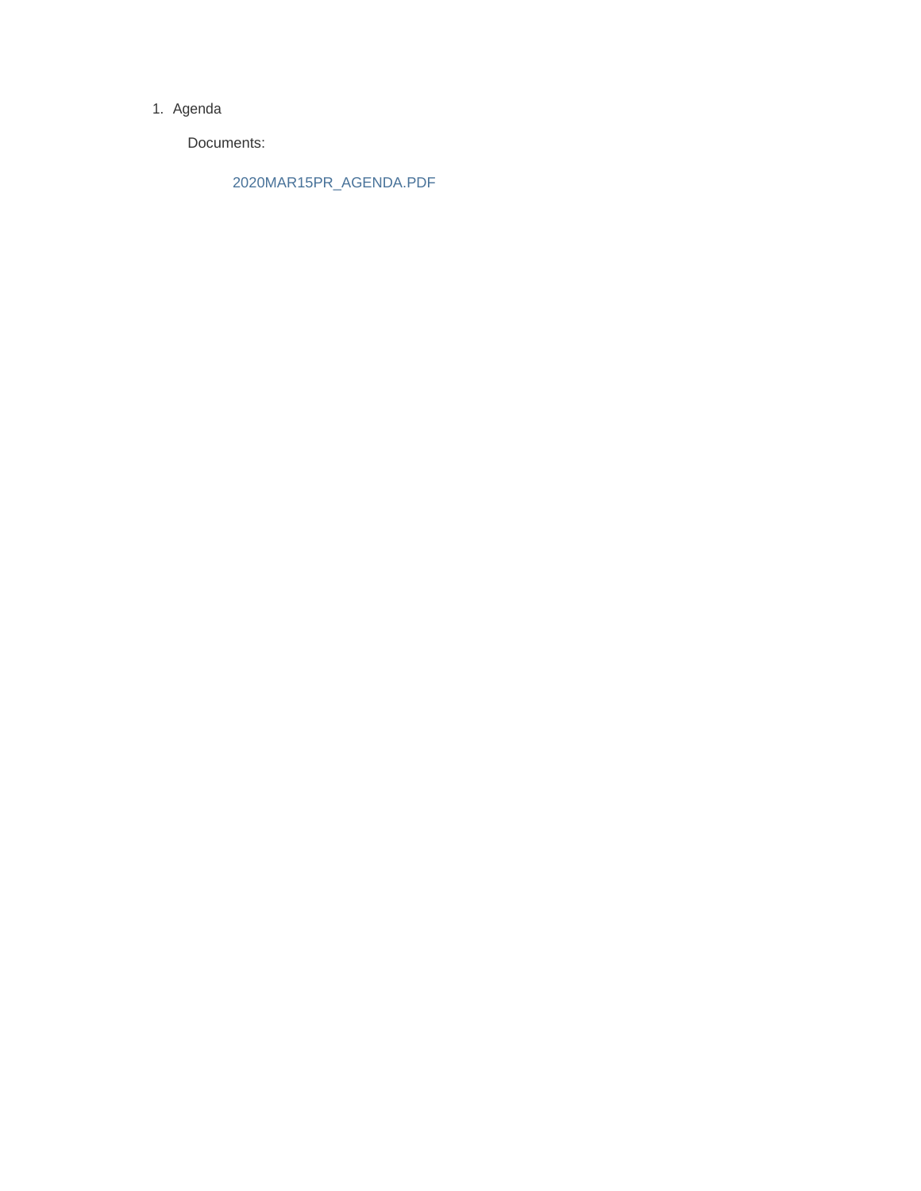1. Agenda

   Documents:

   2020MAR15PR_AGENDA.PDF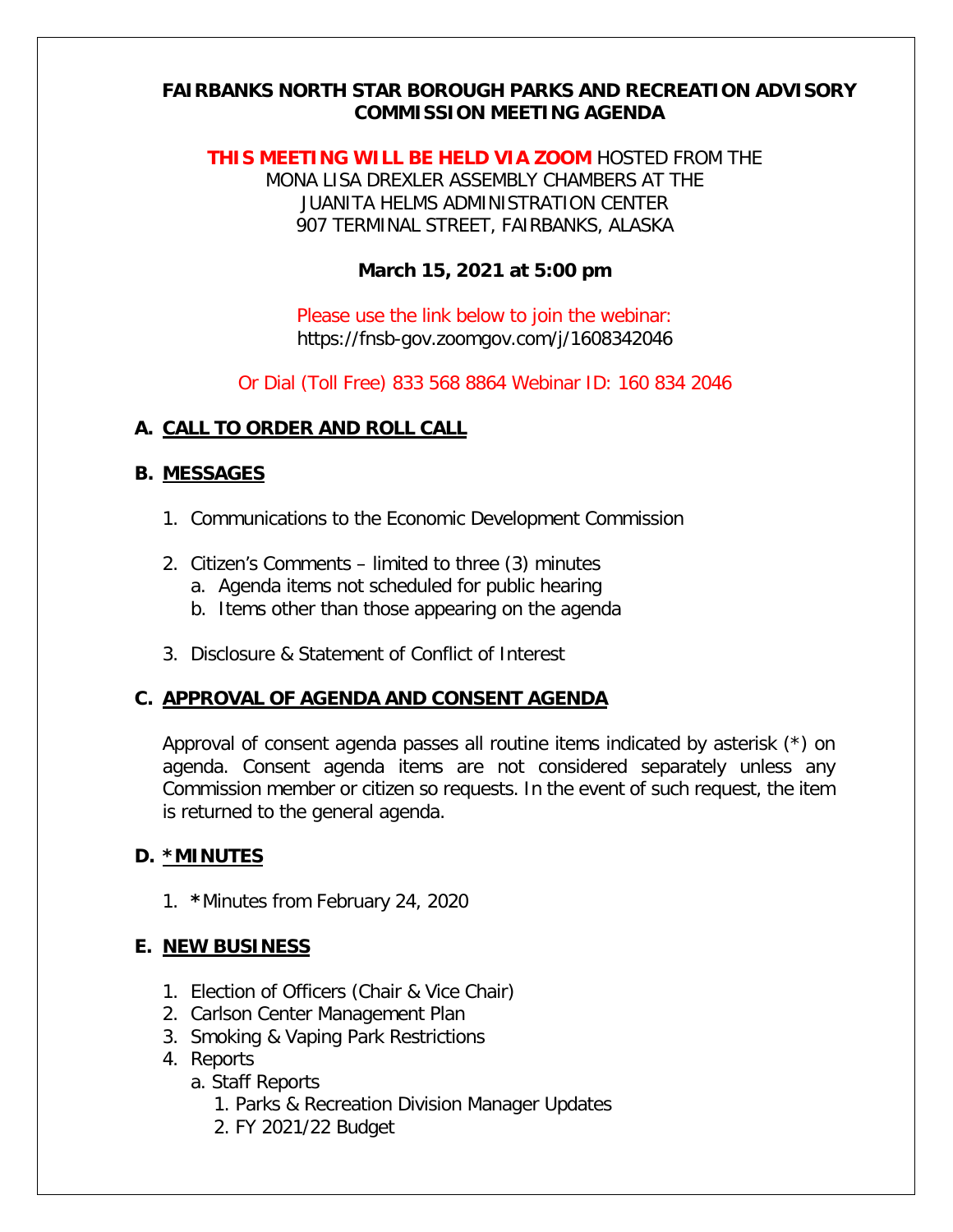# FAIRBANKS NORTH STAR BOROUGH PARKS AND RECREATION ADVISORY COMMISSION MEETING AGENDA

**THIS MEETING WILL BE HELD VIA ZOOM** HOSTED FROM THE MONA LISA DREXLER ASSEMBLY CHAMBERS AT THE JUANITA HELMS ADMINISTRATION CENTER 907 TERMINAL STREET, FAIRBANKS, ALASKA

**March 15, 2021 at 5:00 pm**

Please use the link below to join the webinar:
https://fnsb-gov.zoomgov.com/j/1608342046

Or Dial (Toll Free) 833 568 8864 Webinar ID: 160 834 2046

## A. CALL TO ORDER AND ROLL CALL

## B. MESSAGES

1. Communications to the Economic Development Commission
2. Citizen's Comments – limited to three (3) minutes
   a. Agenda items not scheduled for public hearing
   b. Items other than those appearing on the agenda
3. Disclosure & Statement of Conflict of Interest

## C. APPROVAL OF AGENDA AND CONSENT AGENDA

Approval of consent agenda passes all routine items indicated by asterisk (*) on agenda. Consent agenda items are not considered separately unless any Commission member or citizen so requests. In the event of such request, the item is returned to the general agenda.

## D. *MINUTES

1. ***Minutes from February 24, 2020

## E. NEW BUSINESS

1. Election of Officers (Chair & Vice Chair)
2. Carlson Center Management Plan
3. Smoking & Vaping Park Restrictions
4. Reports
   a. Staff Reports
      1. Parks & Recreation Division Manager Updates
      2. FY 2021/22 Budget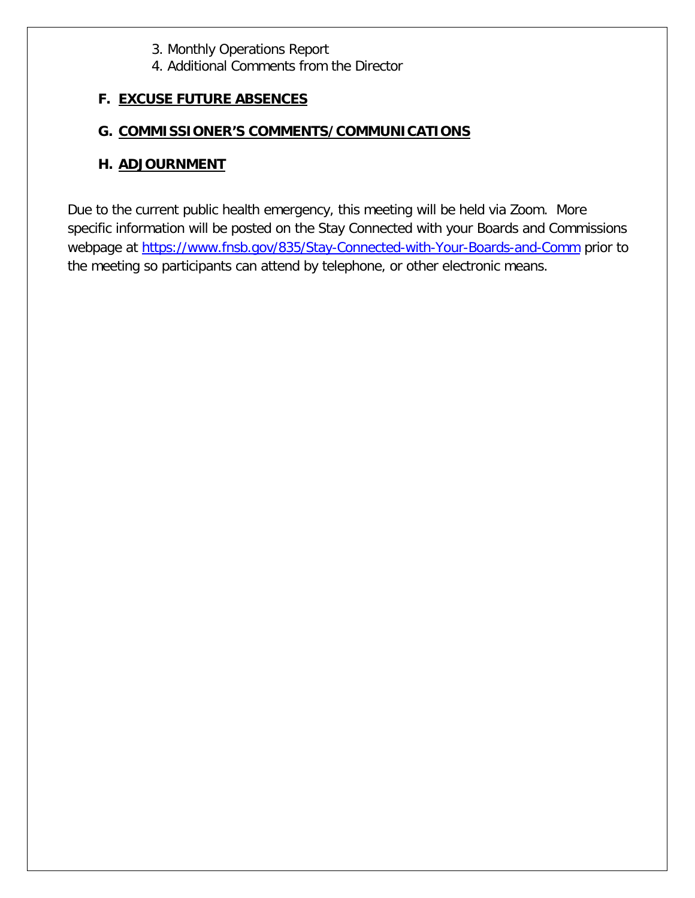3. Monthly Operations Report
4. Additional Comments from the Director

**F. EXCUSE FUTURE ABSENCES**

**G. COMMISSIONER'S COMMENTS/COMMUNICATIONS**

**H. ADJOURNMENT**

Due to the current public health emergency, this meeting will be held via Zoom. More specific information will be posted on the Stay Connected with your Boards and Commissions webpage at https://www.fnsb.gov/835/Stay-Connected-with-Your-Boards-and-Comm prior to the meeting so participants can attend by telephone, or other electronic means.